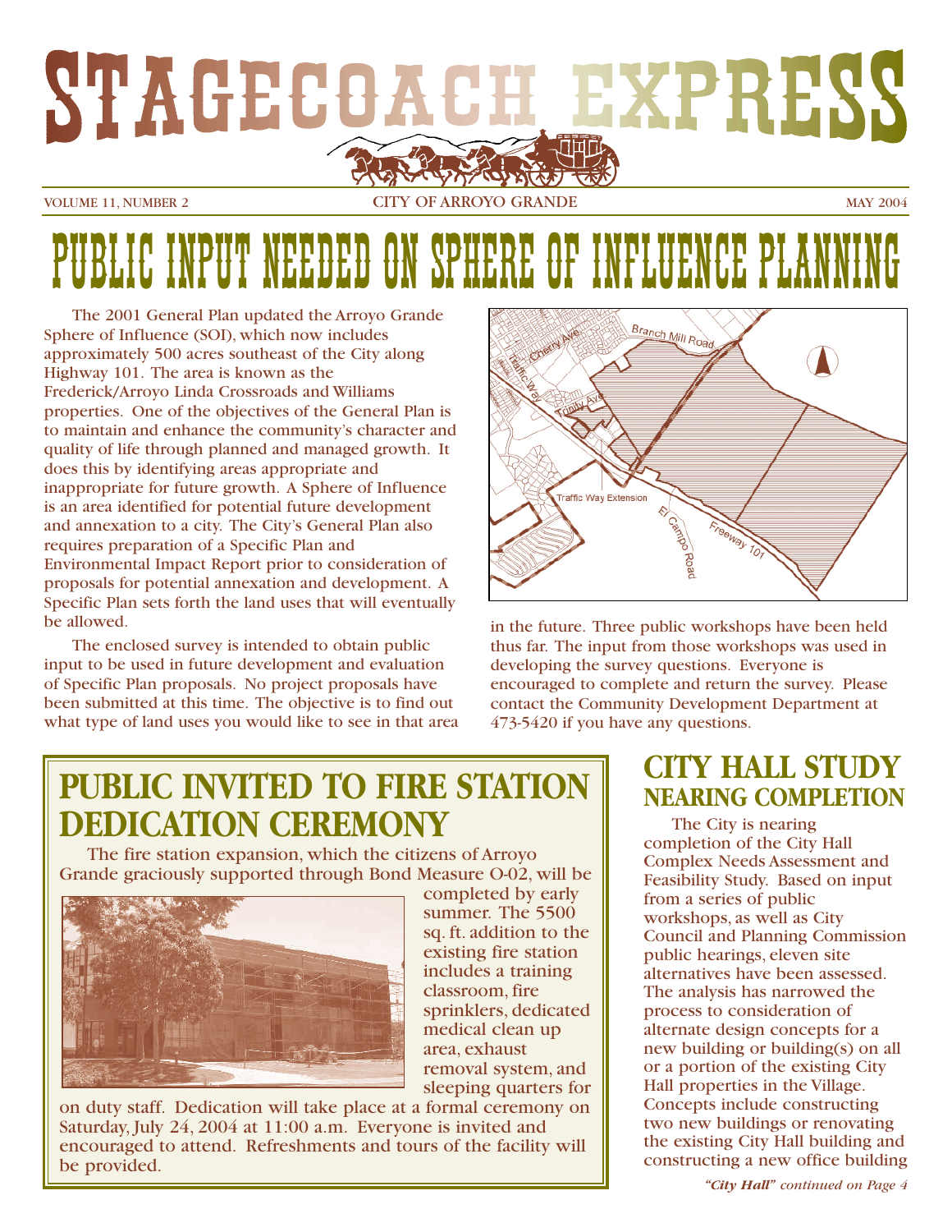# STAGECOACH EXPRESS

VOLUME 11, NUMBER 2 — CITY OF ARROYO GRANDE — MAY 2004

# PUBLIC INPUT NEEDED ON SPHERE OF INFLUENCE PLANNING

The 2001 General Plan updated the Arroyo Grande Sphere of Influence (SOI), which now includes approximately 500 acres southeast of the City along Highway 101. The area is known as the Frederick/Arroyo Linda Crossroads and Williams properties. One of the objectives of the General Plan is to maintain and enhance the community's character and quality of life through planned and managed growth. It does this by identifying areas appropriate and inappropriate for future growth. A Sphere of Influence is an area identified for potential future development and annexation to a city. The City's General Plan also requires preparation of a Specific Plan and Environmental Impact Report prior to consideration of proposals for potential annexation and development. A Specific Plan sets forth the land uses that will eventually be allowed.

The enclosed survey is intended to obtain public input to be used in future development and evaluation of Specific Plan proposals. No project proposals have been submitted at this time. The objective is to find out what type of land uses you would like to see in that area in the future. Three public workshops have been held thus far. The input from those workshops was used in developing the survey questions. Everyone is encouraged to complete and return the survey. Please contact the Community Development Department at 473-5420 if you have any questions.

## PUBLIC INVITED TO FIRE STATION DEDICATION CEREMONY

The fire station expansion, which the citizens of Arroyo Grande graciously supported through Bond Measure O-02, will be completed by early summer. The 5500 sq. ft. addition to the existing fire station includes a training classroom, fire sprinklers, dedicated medical clean up area, exhaust removal system, and sleeping quarters for on duty staff. Dedication will take place at a formal ceremony on Saturday, July 24, 2004 at 11:00 a.m. Everyone is invited and encouraged to attend. Refreshments and tours of the facility will be provided.

## CITY HALL STUDY NEARING COMPLETION

The City is nearing completion of the City Hall Complex Needs Assessment and Feasibility Study. Based on input from a series of public workshops, as well as City Council and Planning Commission public hearings, eleven site alternatives have been assessed. The analysis has narrowed the process to consideration of alternate design concepts for a new building or building(s) on all or a portion of the existing City Hall properties in the Village. Concepts include constructing two new buildings or renovating the existing City Hall building and constructing a new office building

*"City Hall" continued on Page 4*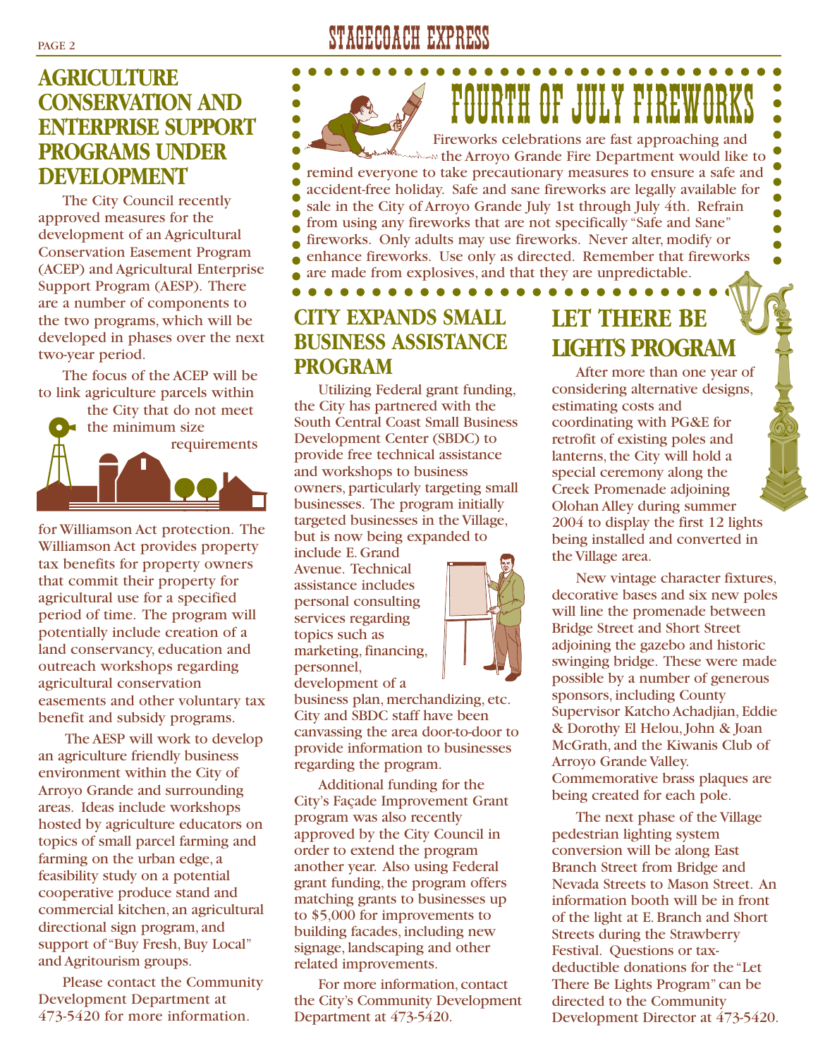## AGRICULTURE CONSERVATION AND ENTERPRISE SUPPORT PROGRAMS UNDER DEVELOPMENT

The City Council recently approved measures for the development of an Agricultural Conservation Easement Program (ACEP) and Agricultural Enterprise Support Program (AESP). There are a number of components to the two programs, which will be developed in phases over the next two-year period.

The focus of the ACEP will be to link agriculture parcels within the City that do not meet the minimum size requirements for Williamson Act protection. The Williamson Act provides property tax benefits for property owners that commit their property for agricultural use for a specified period of time. The program will potentially include creation of a land conservancy, education and outreach workshops regarding agricultural conservation easements and other voluntary tax benefit and subsidy programs.

The AESP will work to develop an agriculture friendly business environment within the City of Arroyo Grande and surrounding areas. Ideas include workshops hosted by agriculture educators on topics of small parcel farming and farming on the urban edge, a feasibility study on a potential cooperative produce stand and commercial kitchen, an agricultural directional sign program, and support of "Buy Fresh, Buy Local" and Agritourism groups.

Please contact the Community Development Department at 473-5420 for more information.

## FOURTH OF JULY FIREWORKS

Fireworks celebrations are fast approaching and the Arroyo Grande Fire Department would like to remind everyone to take precautionary measures to ensure a safe and accident-free holiday. Safe and sane fireworks are legally available for sale in the City of Arroyo Grande July 1st through July 4th. Refrain from using any fireworks that are not specifically "Safe and Sane" fireworks. Only adults may use fireworks. Never alter, modify or enhance fireworks. Use only as directed. Remember that fireworks are made from explosives, and that they are unpredictable.

## CITY EXPANDS SMALL BUSINESS ASSISTANCE PROGRAM

Utilizing Federal grant funding, the City has partnered with the South Central Coast Small Business Development Center (SBDC) to provide free technical assistance and workshops to business owners, particularly targeting small businesses. The program initially targeted businesses in the Village, but is now being expanded to include E. Grand Avenue. Technical assistance includes personal consulting services regarding topics such as marketing, financing, personnel, development of a business plan, merchandizing, etc. City and SBDC staff have been canvassing the area door-to-door to provide information to businesses regarding the program.

Additional funding for the City's Façade Improvement Grant program was also recently approved by the City Council in order to extend the program another year. Also using Federal grant funding, the program offers matching grants to businesses up to $5,000 for improvements to building facades, including new signage, landscaping and other related improvements.

For more information, contact the City's Community Development Department at 473-5420.

## LET THERE BE LIGHTS PROGRAM

After more than one year of considering alternative designs, estimating costs and coordinating with PG&E for retrofit of existing poles and lanterns, the City will hold a special ceremony along the Creek Promenade adjoining Olohan Alley during summer 2004 to display the first 12 lights being installed and converted in the Village area.

New vintage character fixtures, decorative bases and six new poles will line the promenade between Bridge Street and Short Street adjoining the gazebo and historic swinging bridge. These were made possible by a number of generous sponsors, including County Supervisor Katcho Achadjian, Eddie & Dorothy El Helou, John & Joan McGrath, and the Kiwanis Club of Arroyo Grande Valley. Commemorative brass plaques are being created for each pole.

The next phase of the Village pedestrian lighting system conversion will be along East Branch Street from Bridge and Nevada Streets to Mason Street. An information booth will be in front of the light at E. Branch and Short Streets during the Strawberry Festival. Questions or tax-deductible donations for the "Let There Be Lights Program" can be directed to the Community Development Director at 473-5420.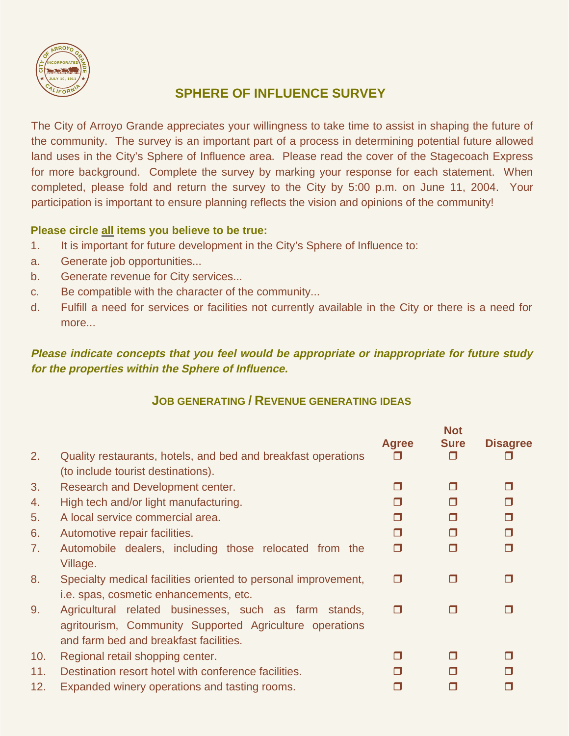# SPHERE OF INFLUENCE SURVEY

The City of Arroyo Grande appreciates your willingness to take time to assist in shaping the future of the community. The survey is an important part of a process in determining potential future allowed land uses in the City's Sphere of Influence area. Please read the cover of the Stagecoach Express for more background. Complete the survey by marking your response for each statement. When completed, please fold and return the survey to the City by 5:00 p.m. on June 11, 2004. Your participation is important to ensure planning reflects the vision and opinions of the community!

**Please circle all items you believe to be true:**

1. It is important for future development in the City's Sphere of Influence to:

a. Generate job opportunities...

b. Generate revenue for City services...

c. Be compatible with the character of the community...

d. Fulfill a need for services or facilities not currently available in the City or there is a need for more...

***Please indicate concepts that you feel would be appropriate or inappropriate for future study for the properties within the Sphere of Influence.***

## JOB GENERATING / REVENUE GENERATING IDEAS

| | | Agree | Not Sure | Disagree |
|---|---|---|---|---|
| 2. | Quality restaurants, hotels, and bed and breakfast operations (to include tourist destinations). | ❒ | ❒ | ❒ |
| 3. | Research and Development center. | ❒ | ❒ | ❒ |
| 4. | High tech and/or light manufacturing. | ❒ | ❒ | ❒ |
| 5. | A local service commercial area. | ❒ | ❒ | ❒ |
| 6. | Automotive repair facilities. | ❒ | ❒ | ❒ |
| 7. | Automobile dealers, including those relocated from the Village. | ❒ | ❒ | ❒ |
| 8. | Specialty medical facilities oriented to personal improvement, i.e. spas, cosmetic enhancements, etc. | ❒ | ❒ | ❒ |
| 9. | Agricultural related businesses, such as farm stands, agritourism, Community Supported Agriculture operations and farm bed and breakfast facilities. | ❒ | ❒ | ❒ |
| 10. | Regional retail shopping center. | ❒ | ❒ | ❒ |
| 11. | Destination resort hotel with conference facilities. | ❒ | ❒ | ❒ |
| 12. | Expanded winery operations and tasting rooms. | ❒ | ❒ | ❒ |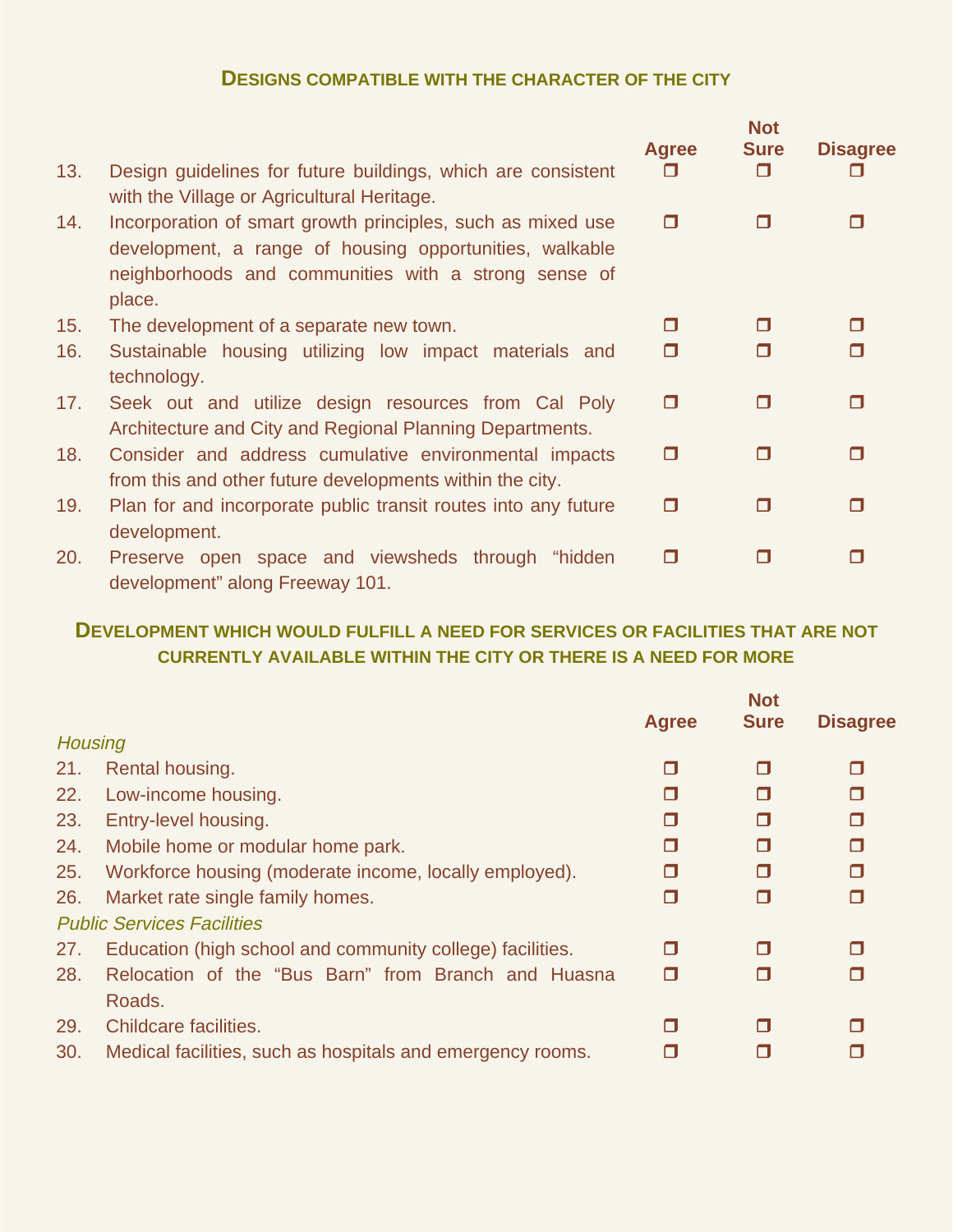## Designs compatible with the character of the city

| | | Agree | Not Sure | Disagree |
|---|---|---|---|---|
| 13. | Design guidelines for future buildings, which are consistent with the Village or Agricultural Heritage. | ❐ | ❐ | ❐ |
| 14. | Incorporation of smart growth principles, such as mixed use development, a range of housing opportunities, walkable neighborhoods and communities with a strong sense of place. | ❐ | ❐ | ❐ |
| 15. | The development of a separate new town. | ❐ | ❐ | ❐ |
| 16. | Sustainable housing utilizing low impact materials and technology. | ❐ | ❐ | ❐ |
| 17. | Seek out and utilize design resources from Cal Poly Architecture and City and Regional Planning Departments. | ❐ | ❐ | ❐ |
| 18. | Consider and address cumulative environmental impacts from this and other future developments within the city. | ❐ | ❐ | ❐ |
| 19. | Plan for and incorporate public transit routes into any future development. | ❐ | ❐ | ❐ |
| 20. | Preserve open space and viewsheds through "hidden development" along Freeway 101. | ❐ | ❐ | ❐ |

## Development which would fulfill a need for services or facilities that are not currently available within the city or there is a need for more

| | | Agree | Not Sure | Disagree |
|---|---|---|---|---|
| *Housing* | | | | |
| 21. | Rental housing. | ❐ | ❐ | ❐ |
| 22. | Low-income housing. | ❐ | ❐ | ❐ |
| 23. | Entry-level housing. | ❐ | ❐ | ❐ |
| 24. | Mobile home or modular home park. | ❐ | ❐ | ❐ |
| 25. | Workforce housing (moderate income, locally employed). | ❐ | ❐ | ❐ |
| 26. | Market rate single family homes. | ❐ | ❐ | ❐ |
| *Public Services Facilities* | | | | |
| 27. | Education (high school and community college) facilities. | ❐ | ❐ | ❐ |
| 28. | Relocation of the "Bus Barn" from Branch and Huasna Roads. | ❐ | ❐ | ❐ |
| 29. | Childcare facilities. | ❐ | ❐ | ❐ |
| 30. | Medical facilities, such as hospitals and emergency rooms. | ❐ | ❐ | ❐ |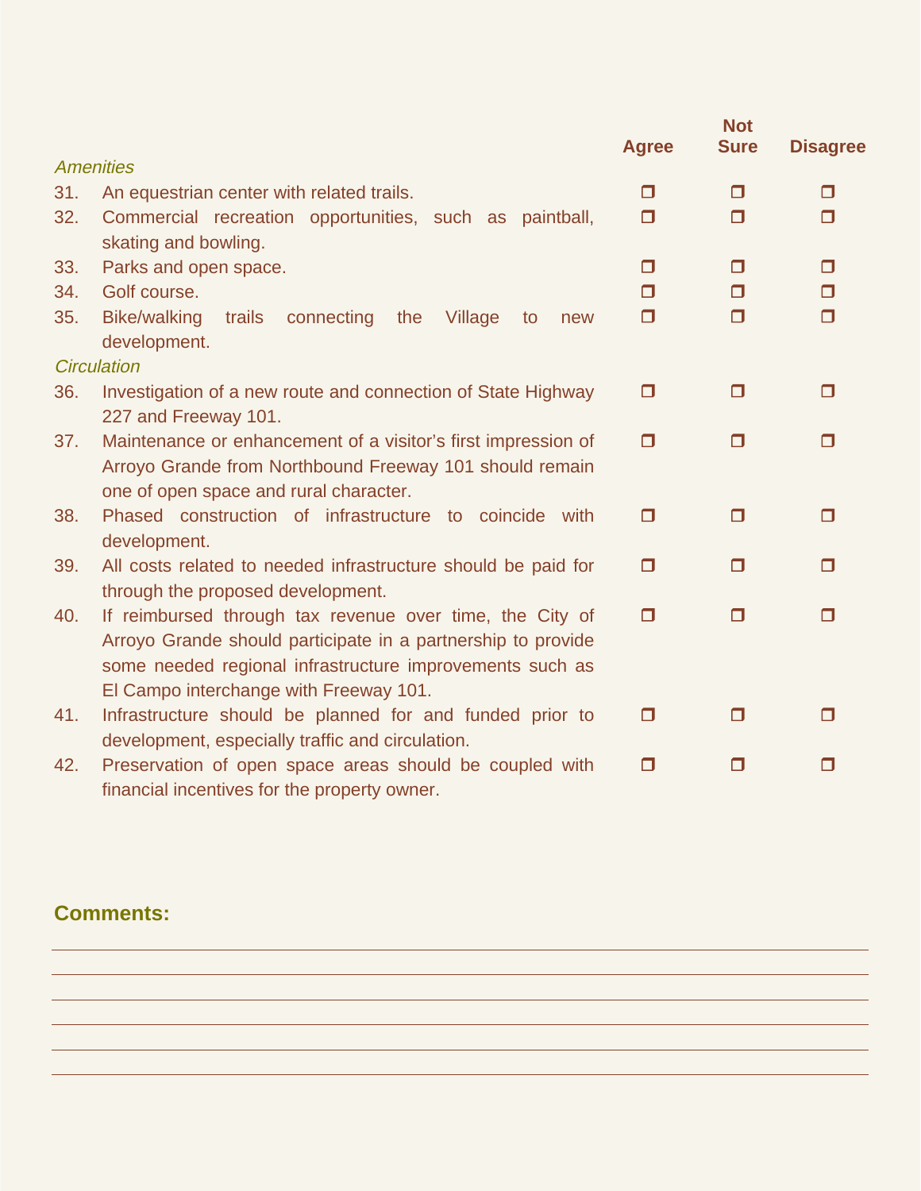| | | Agree | Not Sure | Disagree |
|---|---|---|---|---|
| *Amenities* | | | | |
| 31. | An equestrian center with related trails. | ❐ | ❐ | ❐ |
| 32. | Commercial recreation opportunities, such as paintball, skating and bowling. | ❐ | ❐ | ❐ |
| 33. | Parks and open space. | ❐ | ❐ | ❐ |
| 34. | Golf course. | ❐ | ❐ | ❐ |
| 35. | Bike/walking trails connecting the Village to new development. | ❐ | ❐ | ❐ |
| *Circulation* | | | | |
| 36. | Investigation of a new route and connection of State Highway 227 and Freeway 101. | ❐ | ❐ | ❐ |
| 37. | Maintenance or enhancement of a visitor's first impression of Arroyo Grande from Northbound Freeway 101 should remain one of open space and rural character. | ❐ | ❐ | ❐ |
| 38. | Phased construction of infrastructure to coincide with development. | ❐ | ❐ | ❐ |
| 39. | All costs related to needed infrastructure should be paid for through the proposed development. | ❐ | ❐ | ❐ |
| 40. | If reimbursed through tax revenue over time, the City of Arroyo Grande should participate in a partnership to provide some needed regional infrastructure improvements such as El Campo interchange with Freeway 101. | ❐ | ❐ | ❐ |
| 41. | Infrastructure should be planned for and funded prior to development, especially traffic and circulation. | ❐ | ❐ | ❐ |
| 42. | Preservation of open space areas should be coupled with financial incentives for the property owner. | ❐ | ❐ | ❐ |

**Comments:**

______________________________________________________________________

______________________________________________________________________

______________________________________________________________________

______________________________________________________________________

______________________________________________________________________

______________________________________________________________________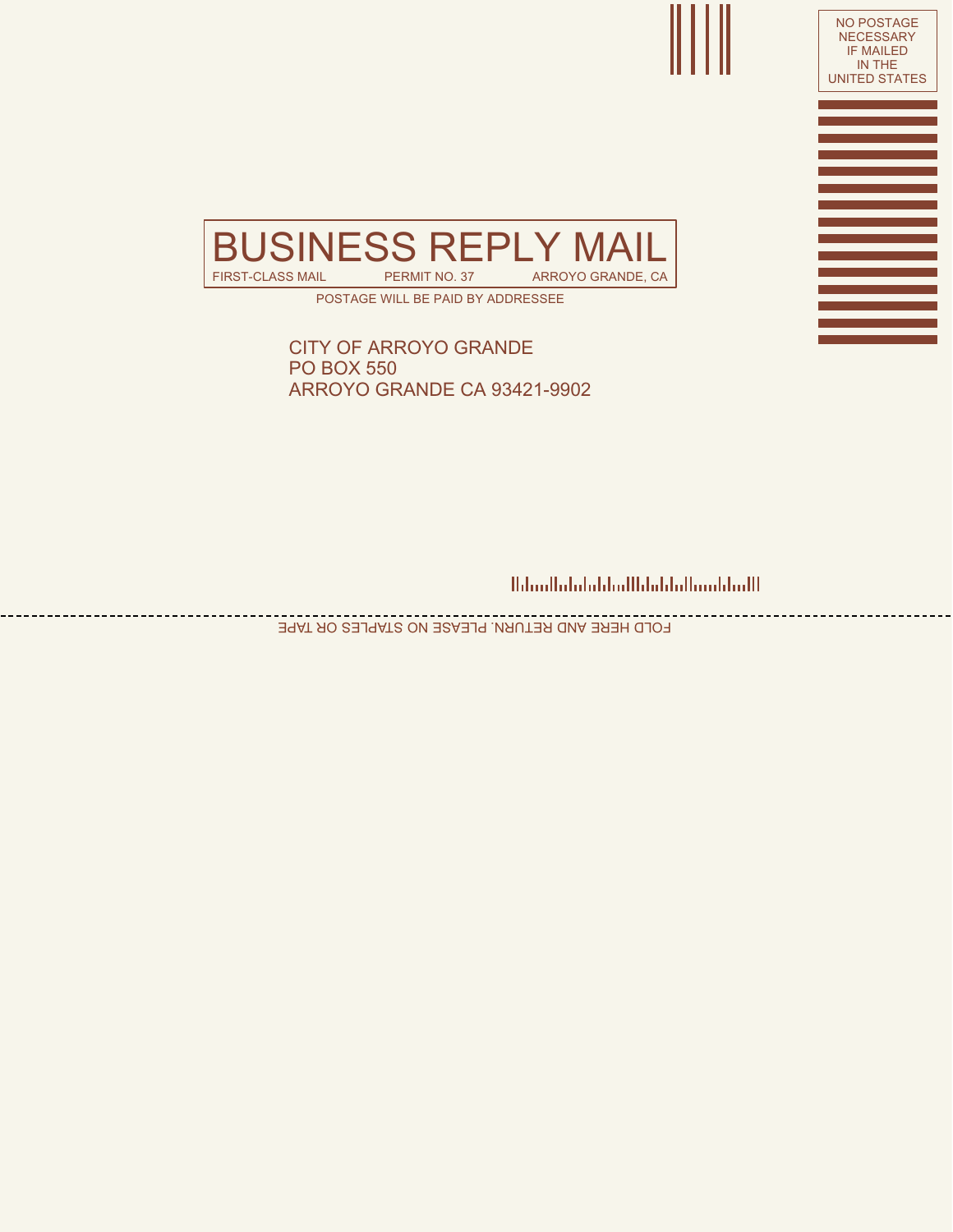NO POSTAGE NECESSARY IF MAILED IN THE UNITED STATES

# BUSINESS REPLY MAIL

FIRST-CLASS MAIL PERMIT NO. 37 ARROYO GRANDE, CA

POSTAGE WILL BE PAID BY ADDRESSEE

CITY OF ARROYO GRANDE
PO BOX 550
ARROYO GRANDE CA 93421-9902

FOLD HERE AND RETURN. PLEASE NO STAPLES OR TAPE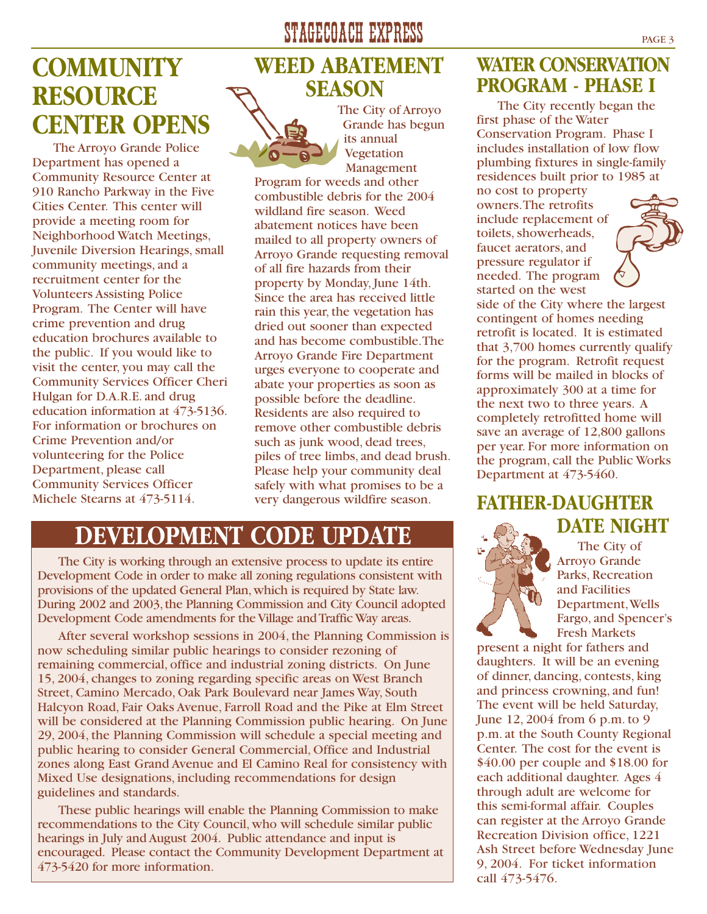# COMMUNITY RESOURCE CENTER OPENS

The Arroyo Grande Police Department has opened a Community Resource Center at 910 Rancho Parkway in the Five Cities Center. This center will provide a meeting room for Neighborhood Watch Meetings, Juvenile Diversion Hearings, small community meetings, and a recruitment center for the Volunteers Assisting Police Program. The Center will have crime prevention and drug education brochures available to the public. If you would like to visit the center, you may call the Community Services Officer Cheri Hulgan for D.A.R.E. and drug education information at 473-5136. For information or brochures on Crime Prevention and/or volunteering for the Police Department, please call Community Services Officer Michele Stearns at 473-5114.

# WEED ABATEMENT SEASON

The City of Arroyo Grande has begun its annual Vegetation Management Program for weeds and other combustible debris for the 2004 wildland fire season. Weed abatement notices have been mailed to all property owners of Arroyo Grande requesting removal of all fire hazards from their property by Monday, June 14th. Since the area has received little rain this year, the vegetation has dried out sooner than expected and has become combustible. The Arroyo Grande Fire Department urges everyone to cooperate and abate your properties as soon as possible before the deadline. Residents are also required to remove other combustible debris such as junk wood, dead trees, piles of tree limbs, and dead brush. Please help your community deal safely with what promises to be a very dangerous wildfire season.

# WATER CONSERVATION PROGRAM - PHASE I

The City recently began the first phase of the Water Conservation Program. Phase I includes installation of low flow plumbing fixtures in single-family residences built prior to 1985 at no cost to property owners. The retrofits include replacement of toilets, showerheads, faucet aerators, and pressure regulator if needed. The program started on the west side of the City where the largest contingent of homes needing retrofit is located. It is estimated that 3,700 homes currently qualify for the program. Retrofit request forms will be mailed in blocks of approximately 300 at a time for the next two to three years. A completely retrofitted home will save an average of 12,800 gallons per year. For more information on the program, call the Public Works Department at 473-5460.

# DEVELOPMENT CODE UPDATE

The City is working through an extensive process to update its entire Development Code in order to make all zoning regulations consistent with provisions of the updated General Plan, which is required by State law. During 2002 and 2003, the Planning Commission and City Council adopted Development Code amendments for the Village and Traffic Way areas.

After several workshop sessions in 2004, the Planning Commission is now scheduling similar public hearings to consider rezoning of remaining commercial, office and industrial zoning districts. On June 15, 2004, changes to zoning regarding specific areas on West Branch Street, Camino Mercado, Oak Park Boulevard near James Way, South Halcyon Road, Fair Oaks Avenue, Farroll Road and the Pike at Elm Street will be considered at the Planning Commission public hearing. On June 29, 2004, the Planning Commission will schedule a special meeting and public hearing to consider General Commercial, Office and Industrial zones along East Grand Avenue and El Camino Real for consistency with Mixed Use designations, including recommendations for design guidelines and standards.

These public hearings will enable the Planning Commission to make recommendations to the City Council, who will schedule similar public hearings in July and August 2004. Public attendance and input is encouraged. Please contact the Community Development Department at 473-5420 for more information.

# FATHER-DAUGHTER DATE NIGHT

The City of Arroyo Grande Parks, Recreation and Facilities Department, Wells Fargo, and Spencer's Fresh Markets present a night for fathers and daughters. It will be an evening of dinner, dancing, contests, king and princess crowning, and fun! The event will be held Saturday, June 12, 2004 from 6 p.m. to 9 p.m. at the South County Regional Center. The cost for the event is $40.00 per couple and $18.00 for each additional daughter. Ages 4 through adult are welcome for this semi-formal affair. Couples can register at the Arroyo Grande Recreation Division office, 1221 Ash Street before Wednesday June 9, 2004. For ticket information call 473-5476.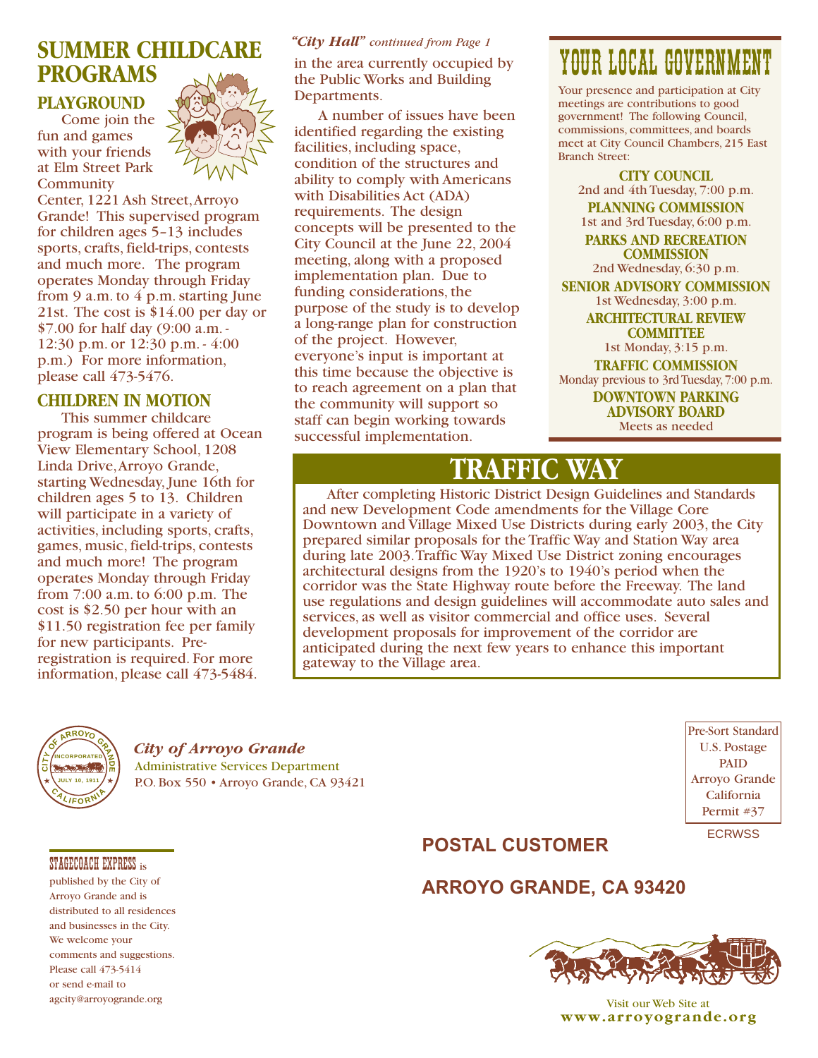# SUMMER CHILDCARE PROGRAMS

## PLAYGROUND

Come join the fun and games with your friends at Elm Street Park Community Center, 1221 Ash Street, Arroyo Grande! This supervised program for children ages 5–13 includes sports, crafts, field-trips, contests and much more. The program operates Monday through Friday from 9 a.m. to 4 p.m. starting June 21st. The cost is $14.00 per day or $7.00 for half day (9:00 a.m. - 12:30 p.m. or 12:30 p.m. - 4:00 p.m.) For more information, please call 473-5476.

## CHILDREN IN MOTION

This summer childcare program is being offered at Ocean View Elementary School, 1208 Linda Drive, Arroyo Grande, starting Wednesday, June 16th for children ages 5 to 13. Children will participate in a variety of activities, including sports, crafts, games, music, field-trips, contests and much more! The program operates Monday through Friday from 7:00 a.m. to 6:00 p.m. The cost is $2.50 per hour with an $11.50 registration fee per family for new participants. Pre-registration is required. For more information, please call 473-5484.

*"City Hall" continued from Page 1*

in the area currently occupied by the Public Works and Building Departments.

A number of issues have been identified regarding the existing facilities, including space, condition of the structures and ability to comply with Americans with Disabilities Act (ADA) requirements. The design concepts will be presented to the City Council at the June 22, 2004 meeting, along with a proposed implementation plan. Due to funding considerations, the purpose of the study is to develop a long-range plan for construction of the project. However, everyone's input is important at this time because the objective is to reach agreement on a plan that the community will support so staff can begin working towards successful implementation.

# YOUR LOCAL GOVERNMENT

Your presence and participation at City meetings are contributions to good government! The following Council, commissions, committees, and boards meet at City Council Chambers, 215 East Branch Street:

**CITY COUNCIL**
2nd and 4th Tuesday, 7:00 p.m.

**PLANNING COMMISSION**
1st and 3rd Tuesday, 6:00 p.m.

**PARKS AND RECREATION COMMISSION**
2nd Wednesday, 6:30 p.m.

**SENIOR ADVISORY COMMISSION**
1st Wednesday, 3:00 p.m.

**ARCHITECTURAL REVIEW COMMITTEE**
1st Monday, 3:15 p.m.

**TRAFFIC COMMISSION**
Monday previous to 3rd Tuesday, 7:00 p.m.

**DOWNTOWN PARKING ADVISORY BOARD**
Meets as needed

# TRAFFIC WAY

After completing Historic District Design Guidelines and Standards and new Development Code amendments for the Village Core Downtown and Village Mixed Use Districts during early 2003, the City prepared similar proposals for the Traffic Way and Station Way area during late 2003. Traffic Way Mixed Use District zoning encourages architectural designs from the 1920's to 1940's period when the corridor was the State Highway route before the Freeway. The land use regulations and design guidelines will accommodate auto sales and services, as well as visitor commercial and office uses. Several development proposals for improvement of the corridor are anticipated during the next few years to enhance this important gateway to the Village area.

CITY OF ARROYO GRANDE INCORPORATED JULY 10, 1911 CALIFORNIA

*City of Arroyo Grande*
Administrative Services Department
P.O. Box 550 • Arroyo Grande, CA 93421

Pre-Sort Standard
U.S. Postage
PAID
Arroyo Grande
California
Permit #37

ECRWSS

**POSTAL CUSTOMER**

**ARROYO GRANDE, CA 93420**

STAGECOACH EXPRESS is published by the City of Arroyo Grande and is distributed to all residences and businesses in the City. We welcome your comments and suggestions. Please call 473-5414 or send e-mail to agcity@arroyogrande.org

Visit our Web Site at
**www.arroyogrande.org**